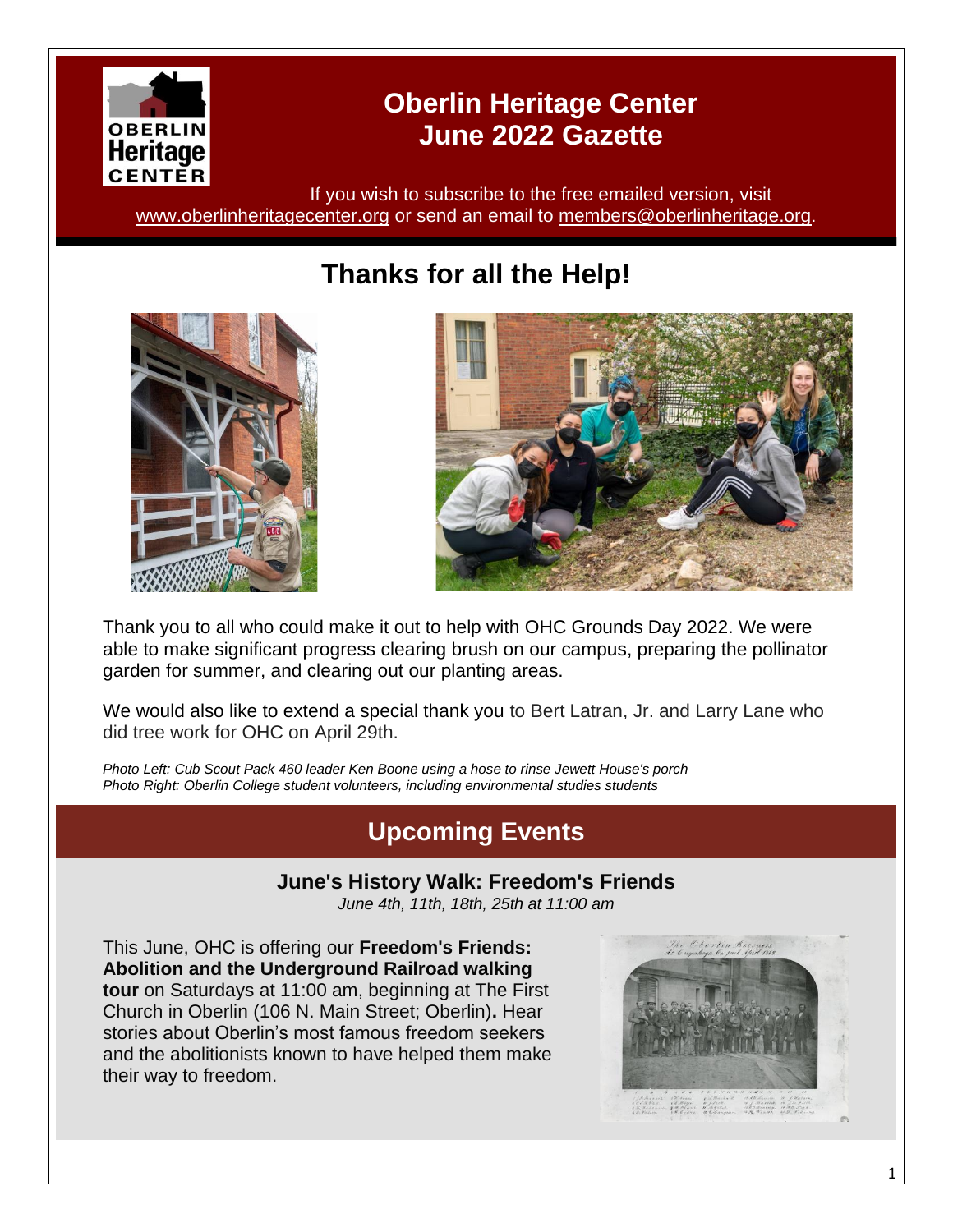# Oberlin Heritage Center
# June 2022 Gazette

If you wish to subscribe to the free emailed version, visit www.oberlinheritagecenter.org or send an email to members@oberlinheritage.org.

## Thanks for all the Help!

Thank you to all who could make it out to help with OHC Grounds Day 2022. We were able to make significant progress clearing brush on our campus, preparing the pollinator garden for summer, and clearing out our planting areas.

We would also like to extend a special thank you to Bert Latran, Jr. and Larry Lane who did tree work for OHC on April 29th.

*Photo Left: Cub Scout Pack 460 leader Ken Boone using a hose to rinse Jewett House's porch*
*Photo Right: Oberlin College student volunteers, including environmental studies students*

## Upcoming Events

### June's History Walk: Freedom's Friends

*June 4th, 11th, 18th, 25th at 11:00 am*

This June, OHC is offering our **Freedom's Friends: Abolition and the Underground Railroad walking tour** on Saturdays at 11:00 am, beginning at The First Church in Oberlin (106 N. Main Street; Oberlin)**.** Hear stories about Oberlin's most famous freedom seekers and the abolitionists known to have helped them make their way to freedom.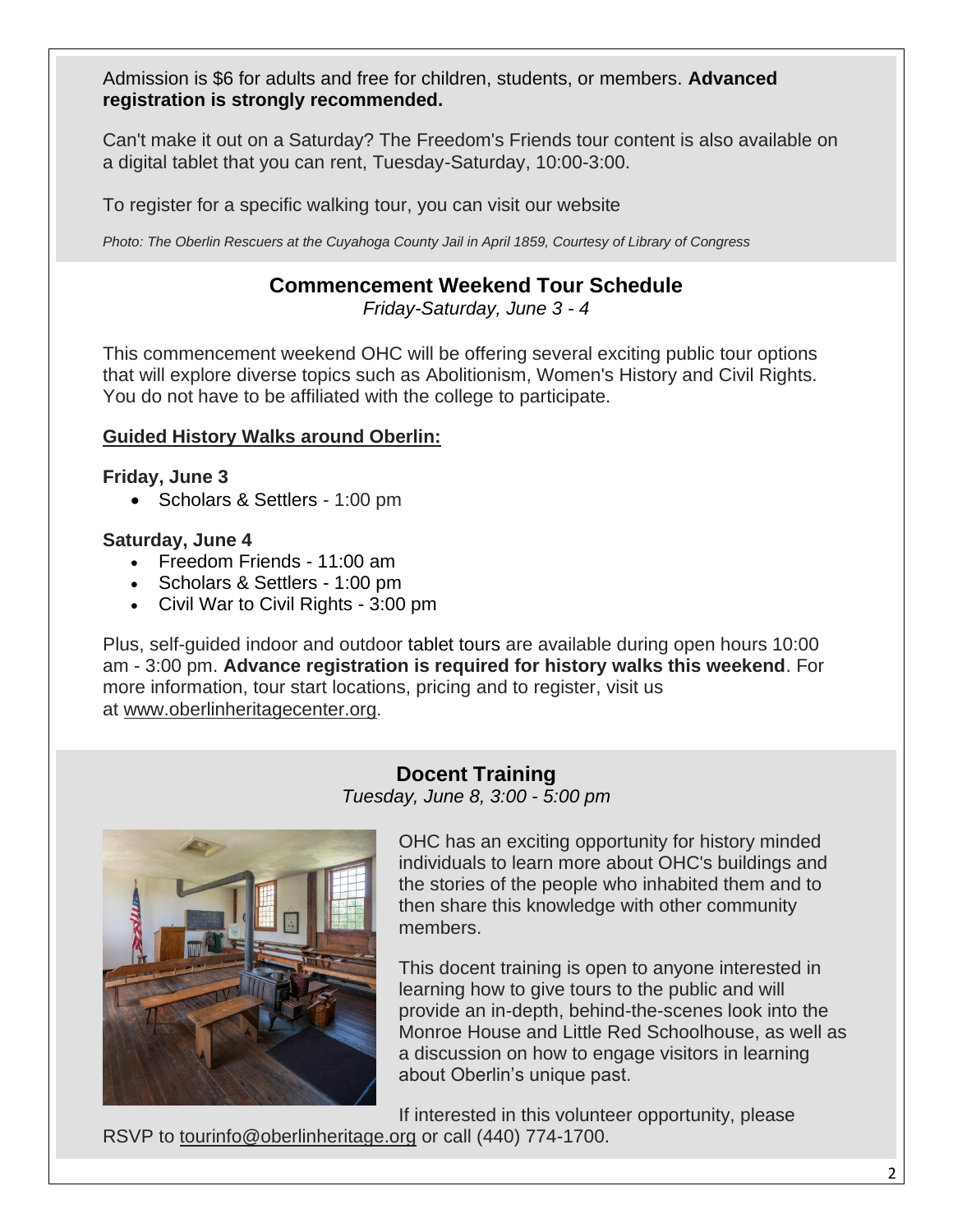Admission is $6 for adults and free for children, students, or members. **Advanced registration is strongly recommended.**

Can't make it out on a Saturday? The Freedom's Friends tour content is also available on a digital tablet that you can rent, Tuesday-Saturday, 10:00-3:00.

To register for a specific walking tour, you can visit our website

*Photo: The Oberlin Rescuers at the Cuyahoga County Jail in April 1859, Courtesy of Library of Congress*

## Commencement Weekend Tour Schedule

*Friday-Saturday, June 3 - 4*

This commencement weekend OHC will be offering several exciting public tour options that will explore diverse topics such as Abolitionism, Women's History and Civil Rights. You do not have to be affiliated with the college to participate.

**Guided History Walks around Oberlin:**

**Friday, June 3**

- Scholars & Settlers - 1:00 pm

**Saturday, June 4**

- Freedom Friends - 11:00 am
- Scholars & Settlers - 1:00 pm
- Civil War to Civil Rights - 3:00 pm

Plus, self-guided indoor and outdoor tablet tours are available during open hours 10:00 am - 3:00 pm. **Advance registration is required for history walks this weekend**. For more information, tour start locations, pricing and to register, visit us at www.oberlinheritagecenter.org.

## Docent Training

*Tuesday, June 8, 3:00 - 5:00 pm*

OHC has an exciting opportunity for history minded individuals to learn more about OHC's buildings and the stories of the people who inhabited them and to then share this knowledge with other community members.

This docent training is open to anyone interested in learning how to give tours to the public and will provide an in-depth, behind-the-scenes look into the Monroe House and Little Red Schoolhouse, as well as a discussion on how to engage visitors in learning about Oberlin's unique past.

If interested in this volunteer opportunity, please RSVP to tourinfo@oberlinheritage.org or call (440) 774-1700.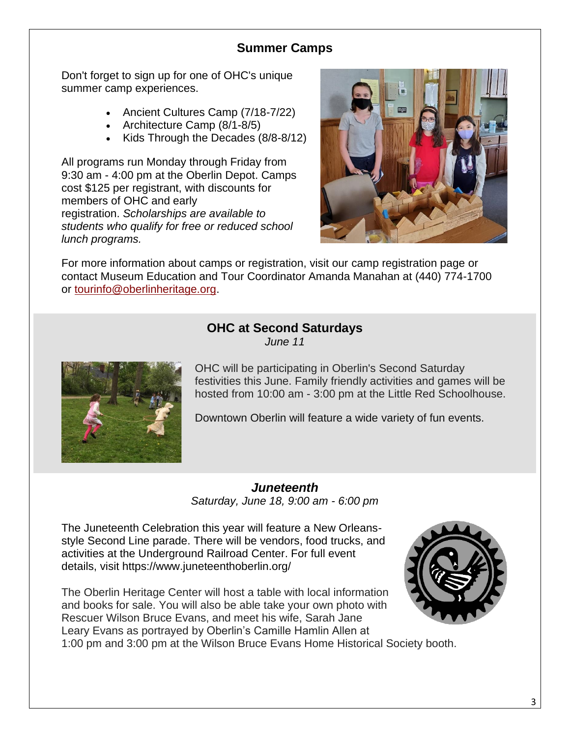## Summer Camps

Don't forget to sign up for one of OHC's unique summer camp experiences.

- Ancient Cultures Camp (7/18-7/22)
- Architecture Camp (8/1-8/5)
- Kids Through the Decades (8/8-8/12)

All programs run Monday through Friday from 9:30 am - 4:00 pm at the Oberlin Depot. Camps cost $125 per registrant, with discounts for members of OHC and early registration. *Scholarships are available to students who qualify for free or reduced school lunch programs.*

For more information about camps or registration, visit our camp registration page or contact Museum Education and Tour Coordinator Amanda Manahan at (440) 774-1700 or tourinfo@oberlinheritage.org.

## OHC at Second Saturdays

*June 11*

OHC will be participating in Oberlin's Second Saturday festivities this June. Family friendly activities and games will be hosted from 10:00 am - 3:00 pm at the Little Red Schoolhouse.

Downtown Oberlin will feature a wide variety of fun events.

## *Juneteenth*

*Saturday, June 18, 9:00 am - 6:00 pm*

The Juneteenth Celebration this year will feature a New Orleans-style Second Line parade. There will be vendors, food trucks, and activities at the Underground Railroad Center. For full event details, visit https://www.juneteenthoberlin.org/

The Oberlin Heritage Center will host a table with local information and books for sale. You will also be able take your own photo with Rescuer Wilson Bruce Evans, and meet his wife, Sarah Jane Leary Evans as portrayed by Oberlin's Camille Hamlin Allen at 1:00 pm and 3:00 pm at the Wilson Bruce Evans Home Historical Society booth.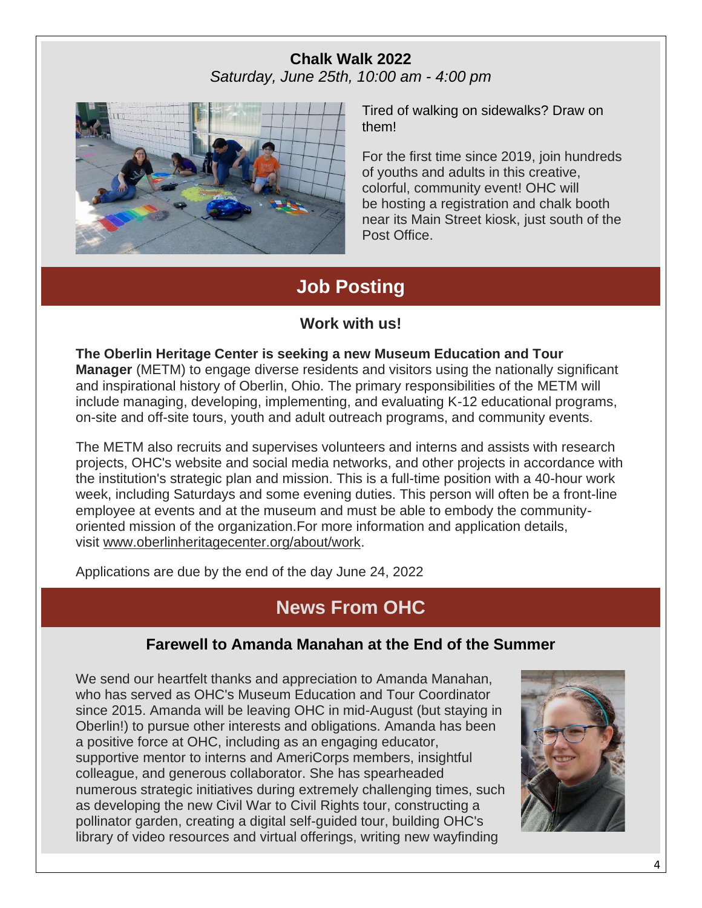### Chalk Walk 2022

*Saturday, June 25th, 10:00 am - 4:00 pm*

Tired of walking on sidewalks? Draw on them!

For the first time since 2019, join hundreds of youths and adults in this creative, colorful, community event! OHC will be hosting a registration and chalk booth near its Main Street kiosk, just south of the Post Office.

## Job Posting

### Work with us!

**The Oberlin Heritage Center is seeking a new Museum Education and Tour Manager** (METM) to engage diverse residents and visitors using the nationally significant and inspirational history of Oberlin, Ohio. The primary responsibilities of the METM will include managing, developing, implementing, and evaluating K-12 educational programs, on-site and off-site tours, youth and adult outreach programs, and community events.

The METM also recruits and supervises volunteers and interns and assists with research projects, OHC's website and social media networks, and other projects in accordance with the institution's strategic plan and mission. This is a full-time position with a 40-hour work week, including Saturdays and some evening duties. This person will often be a front-line employee at events and at the museum and must be able to embody the community-oriented mission of the organization.For more information and application details, visit www.oberlinheritagecenter.org/about/work.

Applications are due by the end of the day June 24, 2022

## News From OHC

### Farewell to Amanda Manahan at the End of the Summer

We send our heartfelt thanks and appreciation to Amanda Manahan, who has served as OHC's Museum Education and Tour Coordinator since 2015. Amanda will be leaving OHC in mid-August (but staying in Oberlin!) to pursue other interests and obligations. Amanda has been a positive force at OHC, including as an engaging educator, supportive mentor to interns and AmeriCorps members, insightful colleague, and generous collaborator. She has spearheaded numerous strategic initiatives during extremely challenging times, such as developing the new Civil War to Civil Rights tour, constructing a pollinator garden, creating a digital self-guided tour, building OHC's library of video resources and virtual offerings, writing new wayfinding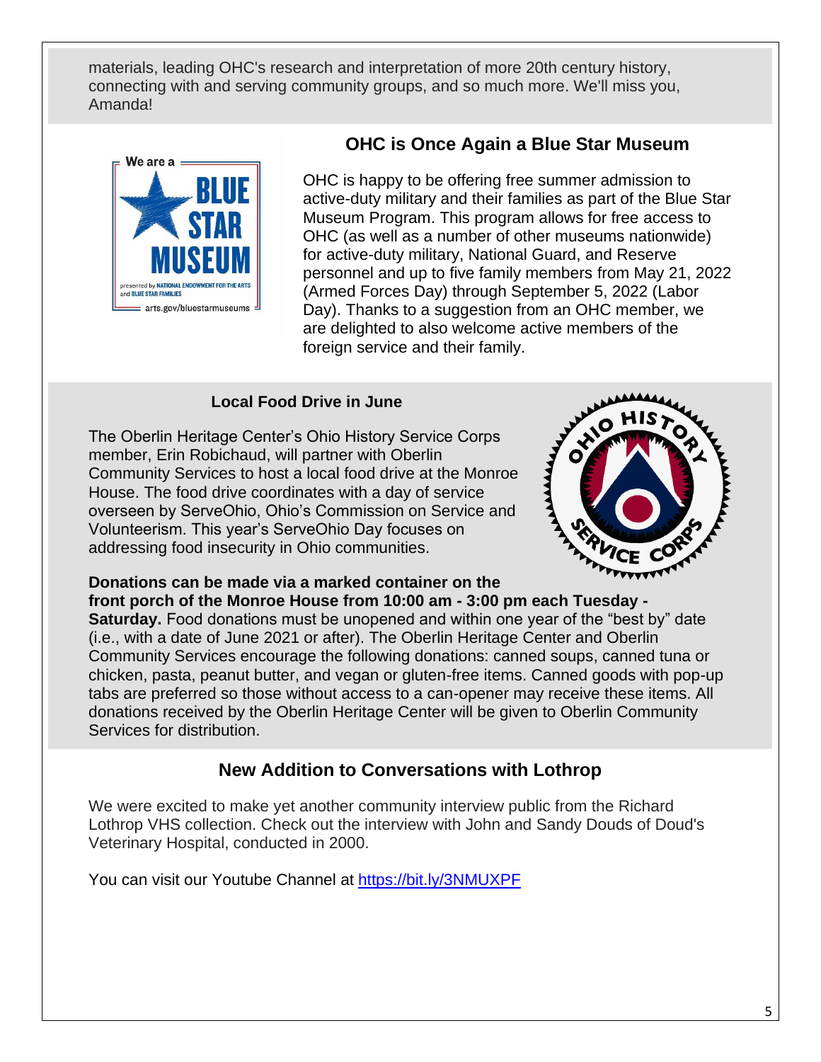materials, leading OHC's research and interpretation of more 20th century history, connecting with and serving community groups, and so much more. We'll miss you, Amanda!

## OHC is Once Again a Blue Star Museum

OHC is happy to be offering free summer admission to active-duty military and their families as part of the Blue Star Museum Program. This program allows for free access to OHC (as well as a number of other museums nationwide) for active-duty military, National Guard, and Reserve personnel and up to five family members from May 21, 2022 (Armed Forces Day) through September 5, 2022 (Labor Day). Thanks to a suggestion from an OHC member, we are delighted to also welcome active members of the foreign service and their family.

### Local Food Drive in June

The Oberlin Heritage Center's Ohio History Service Corps member, Erin Robichaud, will partner with Oberlin Community Services to host a local food drive at the Monroe House. The food drive coordinates with a day of service overseen by ServeOhio, Ohio's Commission on Service and Volunteerism. This year's ServeOhio Day focuses on addressing food insecurity in Ohio communities.

**Donations can be made via a marked container on the front porch of the Monroe House from 10:00 am - 3:00 pm each Tuesday - Saturday.** Food donations must be unopened and within one year of the "best by" date (i.e., with a date of June 2021 or after). The Oberlin Heritage Center and Oberlin Community Services encourage the following donations: canned soups, canned tuna or chicken, pasta, peanut butter, and vegan or gluten-free items. Canned goods with pop-up tabs are preferred so those without access to a can-opener may receive these items. All donations received by the Oberlin Heritage Center will be given to Oberlin Community Services for distribution.

## New Addition to Conversations with Lothrop

We were excited to make yet another community interview public from the Richard Lothrop VHS collection. Check out the interview with John and Sandy Douds of Doud's Veterinary Hospital, conducted in 2000.

You can visit our Youtube Channel at https://bit.ly/3NMUXPF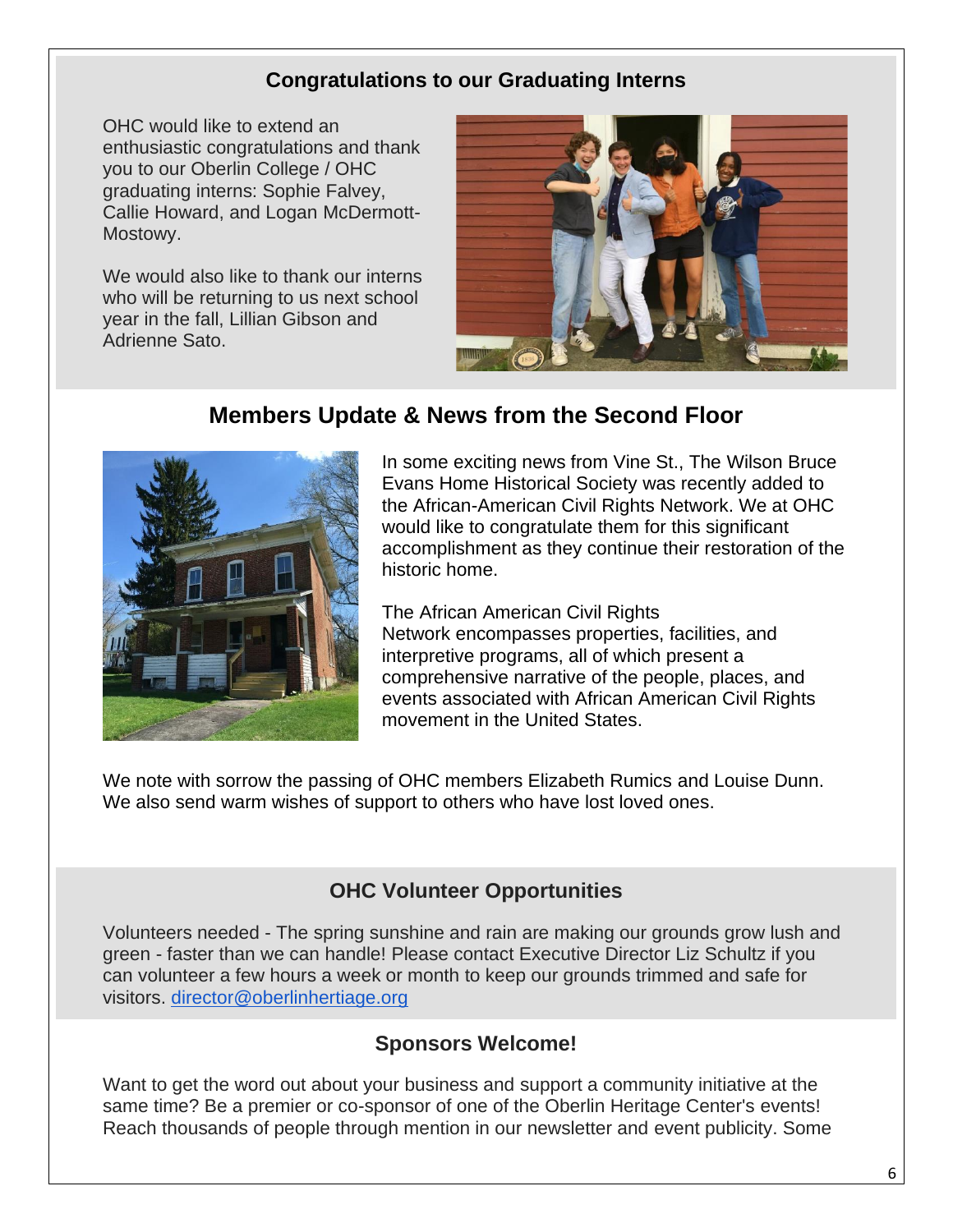## Congratulations to our Graduating Interns

OHC would like to extend an enthusiastic congratulations and thank you to our Oberlin College / OHC graduating interns: Sophie Falvey, Callie Howard, and Logan McDermott-Mostowy.

We would also like to thank our interns who will be returning to us next school year in the fall, Lillian Gibson and Adrienne Sato.

## Members Update & News from the Second Floor

In some exciting news from Vine St., The Wilson Bruce Evans Home Historical Society was recently added to the African-American Civil Rights Network. We at OHC would like to congratulate them for this significant accomplishment as they continue their restoration of the historic home.

The African American Civil Rights Network encompasses properties, facilities, and interpretive programs, all of which present a comprehensive narrative of the people, places, and events associated with African American Civil Rights movement in the United States.

We note with sorrow the passing of OHC members Elizabeth Rumics and Louise Dunn. We also send warm wishes of support to others who have lost loved ones.

## OHC Volunteer Opportunities

Volunteers needed - The spring sunshine and rain are making our grounds grow lush and green - faster than we can handle! Please contact Executive Director Liz Schultz if you can volunteer a few hours a week or month to keep our grounds trimmed and safe for visitors. director@oberlinhertiage.org

## Sponsors Welcome!

Want to get the word out about your business and support a community initiative at the same time? Be a premier or co-sponsor of one of the Oberlin Heritage Center's events! Reach thousands of people through mention in our newsletter and event publicity. Some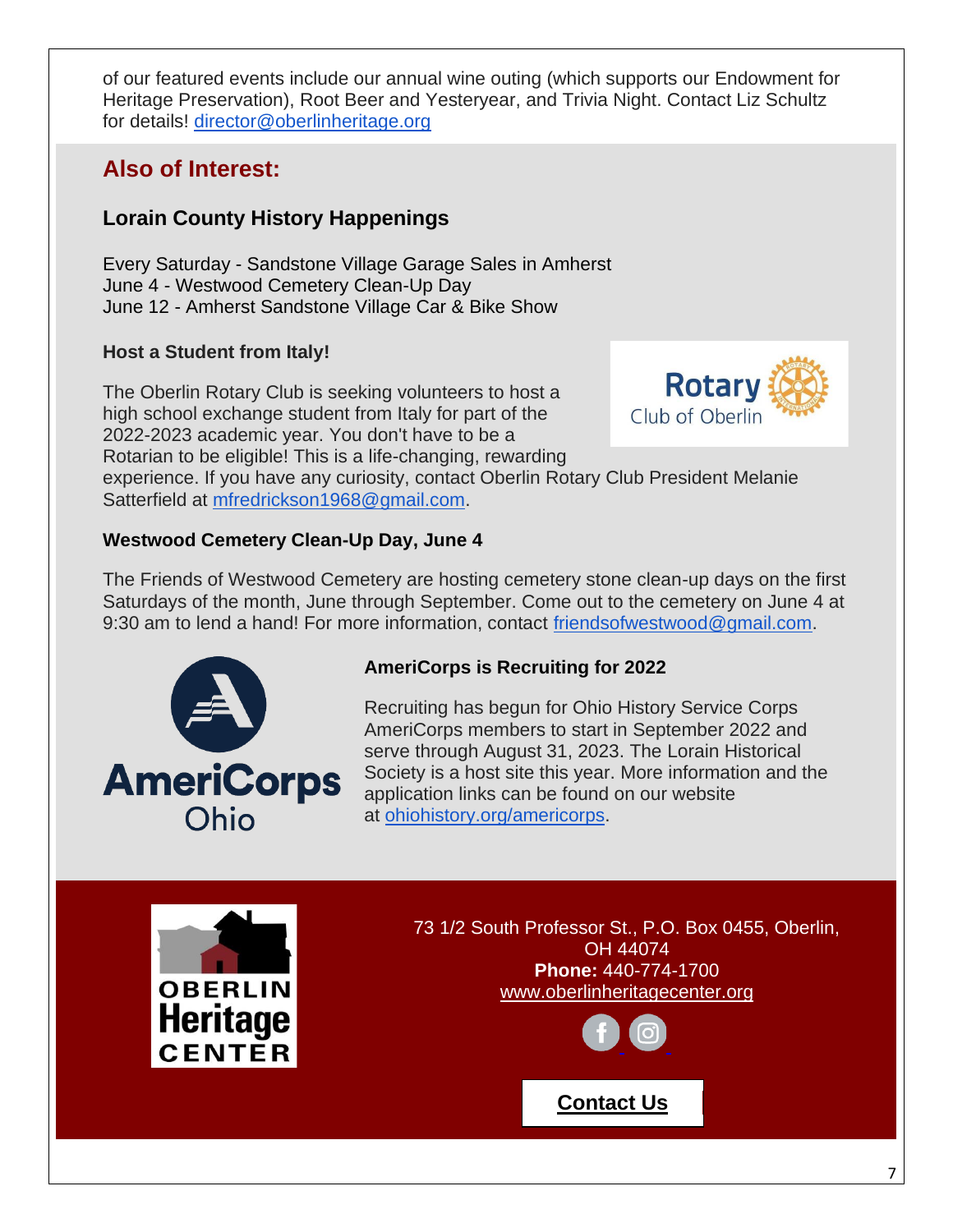of our featured events include our annual wine outing (which supports our Endowment for Heritage Preservation), Root Beer and Yesteryear, and Trivia Night. Contact Liz Schultz for details! director@oberlinheritage.org

## Also of Interest:

### Lorain County History Happenings

Every Saturday - Sandstone Village Garage Sales in Amherst
June 4 - Westwood Cemetery Clean-Up Day
June 12 - Amherst Sandstone Village Car & Bike Show

#### Host a Student from Italy!

The Oberlin Rotary Club is seeking volunteers to host a high school exchange student from Italy for part of the 2022-2023 academic year. You don't have to be a Rotarian to be eligible! This is a life-changing, rewarding experience. If you have any curiosity, contact Oberlin Rotary Club President Melanie Satterfield at mfredrickson1968@gmail.com.

#### Westwood Cemetery Clean-Up Day, June 4

The Friends of Westwood Cemetery are hosting cemetery stone clean-up days on the first Saturdays of the month, June through September. Come out to the cemetery on June 4 at 9:30 am to lend a hand! For more information, contact friendsofwestwood@gmail.com.

#### AmeriCorps is Recruiting for 2022

Recruiting has begun for Ohio History Service Corps AmeriCorps members to start in September 2022 and serve through August 31, 2023. The Lorain Historical Society is a host site this year. More information and the application links can be found on our website at ohiohistory.org/americorps.

73 1/2 South Professor St., P.O. Box 0455, Oberlin, OH 44074
**Phone:** 440-774-1700
www.oberlinheritagecenter.org

**Contact Us**